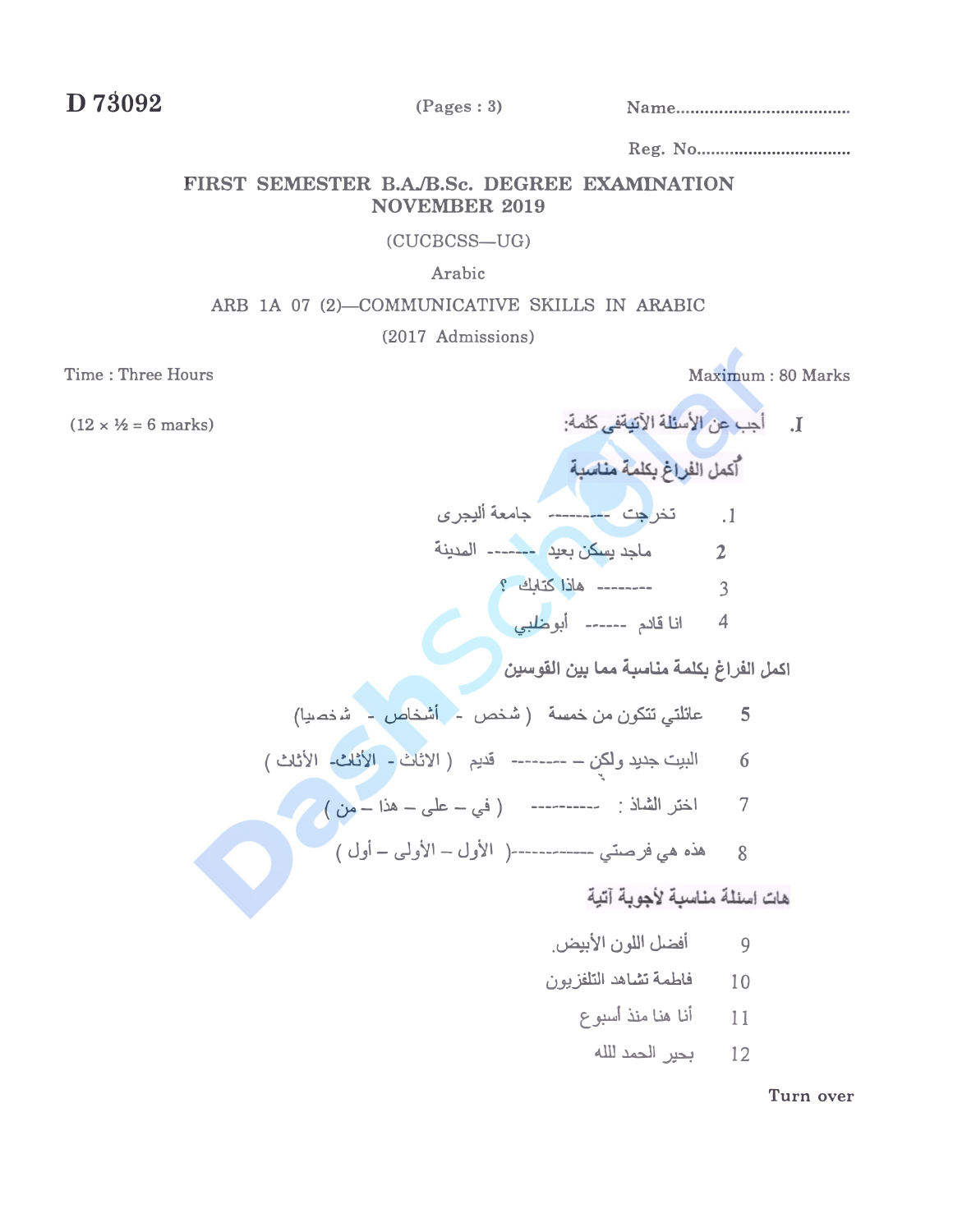**D 73092** (Pages : 3) Name..................................

Reg. No...............................

## FIRST SEMESTER B.A./B.Sc. DEGREE EXAMINATION NOVEMBER 2019

(CUCBCSS—UG)

Arabic

ARB 1A 07 (2)—COMMUNICATIVE SKILLS IN ARABIC

(2017 Admissions)

Time : Three Hours Maximum : 80 Marks

**I.** أجب عن الأسئلة الآتيةفى كلمة: (12 × ½ = 6 marks)

**أُكمل الفراغ بكلمة مناسبة**

1. تخرجت --------- جامعة أليجرى
2. ماجد يسكن بعيد ------- المدينة
3. -------- هذا كتابك ؟
4. انا قادم ------ أبوظبي

**اكمل الفراغ بكلمة مناسبة مما بين القوسين**

5. عائلتي تتكون من خمسة ( شخص - أشخاص - شخصيا)
6. البيت جديد ولكن – -------- قديم ( الاثاث - الأثاث- الأثاث )
7. اختر الشاذ : ---------- ( في – على – هذا – من )
8. هذه هي فرصتي ------------( الأول – الأولى – أول )

**هات اسئلة مناسبة لأجوبة آتية**

9. أفضل اللون الأبيض.
10. فاطمة تشاهد التلفزيون
11. أنا هنا منذ أسبوع
12. بخير الحمد لله

Turn over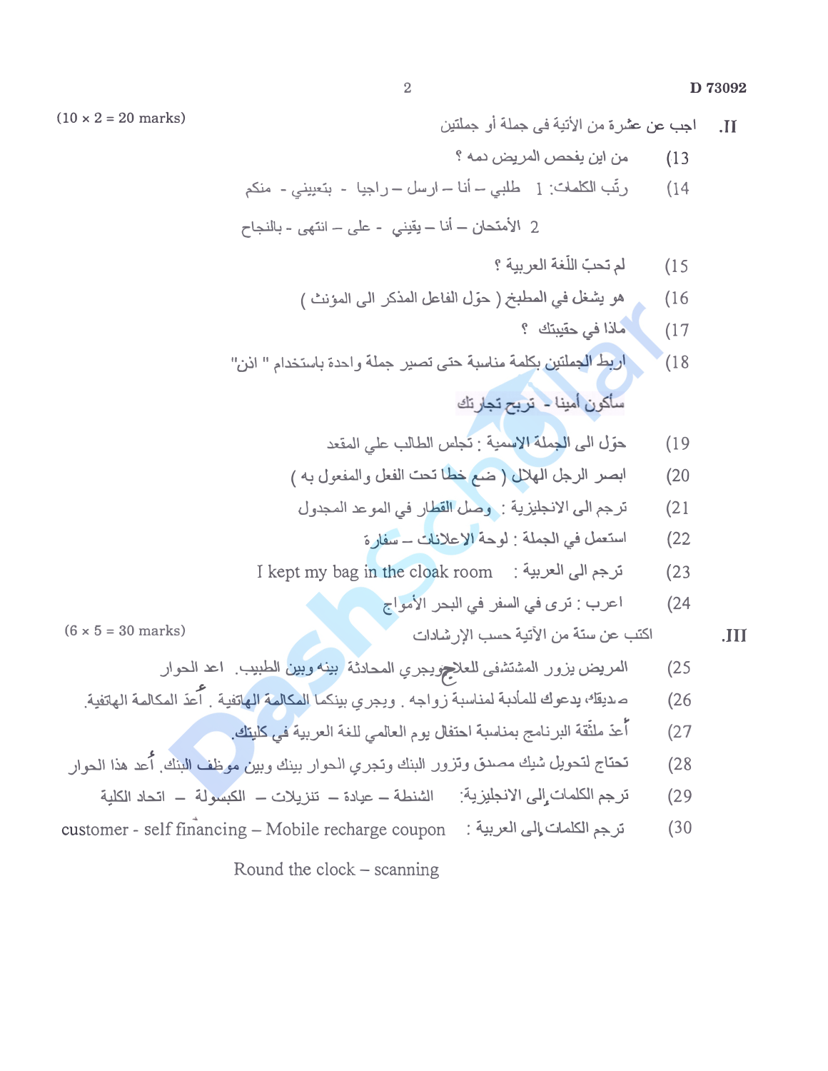**II.** اجب عن عشرة من الأتية في جملة أو جملتين (10 × 2 = 20 marks)

13) من اين يفحص المريض دمه ؟

14) رتّب الكلمات: 1 طلبي – أنا – ارسل – راجيا - بتعييني - منكم

2 الأمتحان – أنا – يقيني - على – انتهى - بالنجاح

15) لم تحبّ اللّغة العربية ؟

16) هو يشغل في المطبخ ( حوّل الفاعل المذكر الى المؤنث )

17) ماذا في حقيبتك ؟

18) اربط الجملتين بكلمة مناسبة حتى تصير جملة واحدة باستخدام " اذن"

سأكون أمينا - تربح تجارتك

19) حوّل الى الجملة الاسمية : تجلس الطالب علي المقعد

20) ابصر الرجل الهلال ( ضع خطا تحت الفعل والمفعول به )

21) ترجم الى الانجليزية : وصل القطار في الموعد المجدول

22) استعمل في الجملة : لوحة الاعلانات – سفارة

23) ترجم الى العربية : I kept my bag in the cloak room

24) اعرب : ترى في السفر في البحر الأمواج

**III.** اكتب عن ستة من الآتية حسب الإرشادات (6 × 5 = 30 marks)

25) المريض يزور المشتفى للعلاج ويجري المحادثة بينه وبين الطبيب. اعد الحوار

26) صديقك يدعوك للمأدبة لمناسبة زواجه . ويجري بينكما المكالمة الهاتفية . أعدّ المكالمة الهاتفية.

27) أعدّ ملئقة البرنامج بمناسبة احتفال يوم العالمي للغة العربية في كليتك.

28) تحتاج لتحويل شيك مصدق وتزور البنك وتجري الحوار بينك وبين موظف البنك. أعد هذا الحوار

29) ترجم الكلمات إلى الانجليزية: الشنطة – عيادة – تنزيلات – الكبسولة – اتحاد الكلية

30) ترجم الكلمات إلى العربية : customer - self financing – Mobile recharge coupon

Round the clock – scanning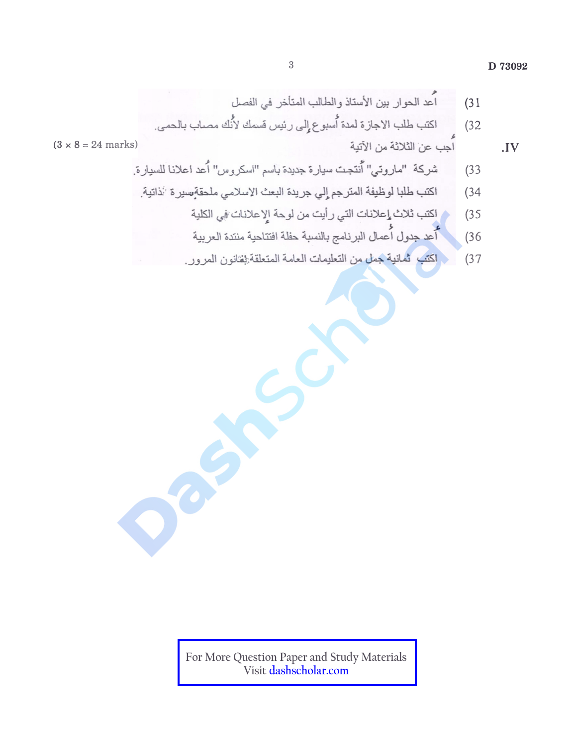31) أعد الحوار بين الأستاذ والطالب المتأخر في الفصل

32) اكتب طلب الاجازة لمدة أسبوع إلى رئيس قسمك لأنك مصاب بالحمى.

**IV.** أجب عن الثلاثة من الآتية (3 × 8 = 24 marks)

33) شركة "ماروتي" أنتجت سيارة جديدة باسم "اسكروس" أعد اعلانا للسيارة.

34) اكتب طلبا لوظيفة المترجم إلي جريدة البعث الاسلامي ملحقةبسيرة ذاتية.

35) اكتب ثلاث إعلانات التي رأيت من لوحة الإعلانات في الكلية

36) أعد جدول أعمال البرنامج بالنسبة حفلة افتتاحية منتدة العربية

37) اكتب ثمانية جمل من التعليمات العامة المتعلقة بقانون المرور.

For More Question Paper and Study Materials
Visit dashscholar.com